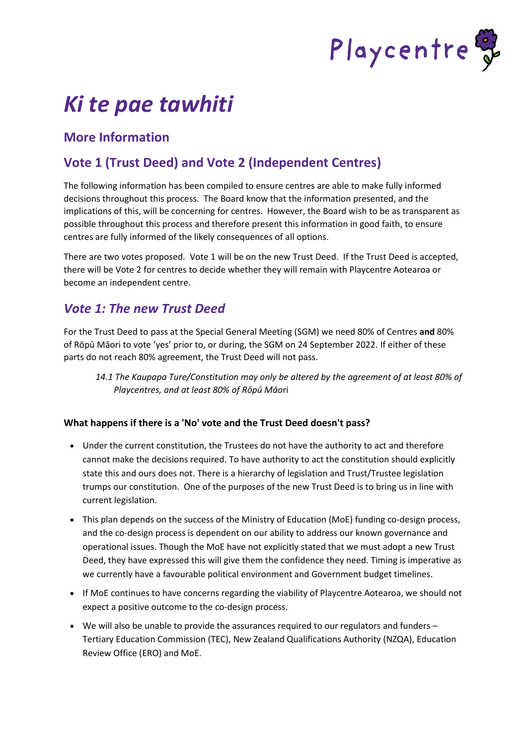# *Ki te pae tawhiti*

## More Information

## Vote 1 (Trust Deed) and Vote 2 (Independent Centres)

The following information has been compiled to ensure centres are able to make fully informed decisions throughout this process. The Board know that the information presented, and the implications of this, will be concerning for centres. However, the Board wish to be as transparent as possible throughout this process and therefore present this information in good faith, to ensure centres are fully informed of the likely consequences of all options.

There are two votes proposed. Vote 1 will be on the new Trust Deed. If the Trust Deed is accepted, there will be Vote 2 for centres to decide whether they will remain with Playcentre Aotearoa or become an independent centre.

## *Vote 1: The new Trust Deed*

For the Trust Deed to pass at the Special General Meeting (SGM) we need 80% of Centres **and** 80% of Rōpū Māori to vote 'yes' prior to, or during, the SGM on 24 September 2022. If either of these parts do not reach 80% agreement, the Trust Deed will not pass.

> *14.1 The Kaupapa Ture/Constitution may only be altered by the agreement of at least 80% of Playcentres, and at least 80% of Rōpū Māo*ri

**What happens if there is a 'No' vote and the Trust Deed doesn't pass?**

- Under the current constitution, the Trustees do not have the authority to act and therefore cannot make the decisions required. To have authority to act the constitution should explicitly state this and ours does not. There is a hierarchy of legislation and Trust/Trustee legislation trumps our constitution. One of the purposes of the new Trust Deed is to bring us in line with current legislation.
- This plan depends on the success of the Ministry of Education (MoE) funding co-design process, and the co-design process is dependent on our ability to address our known governance and operational issues. Though the MoE have not explicitly stated that we must adopt a new Trust Deed, they have expressed this will give them the confidence they need. Timing is imperative as we currently have a favourable political environment and Government budget timelines.
- If MoE continues to have concerns regarding the viability of Playcentre Aotearoa, we should not expect a positive outcome to the co-design process.
- We will also be unable to provide the assurances required to our regulators and funders – Tertiary Education Commission (TEC), New Zealand Qualifications Authority (NZQA), Education Review Office (ERO) and MoE.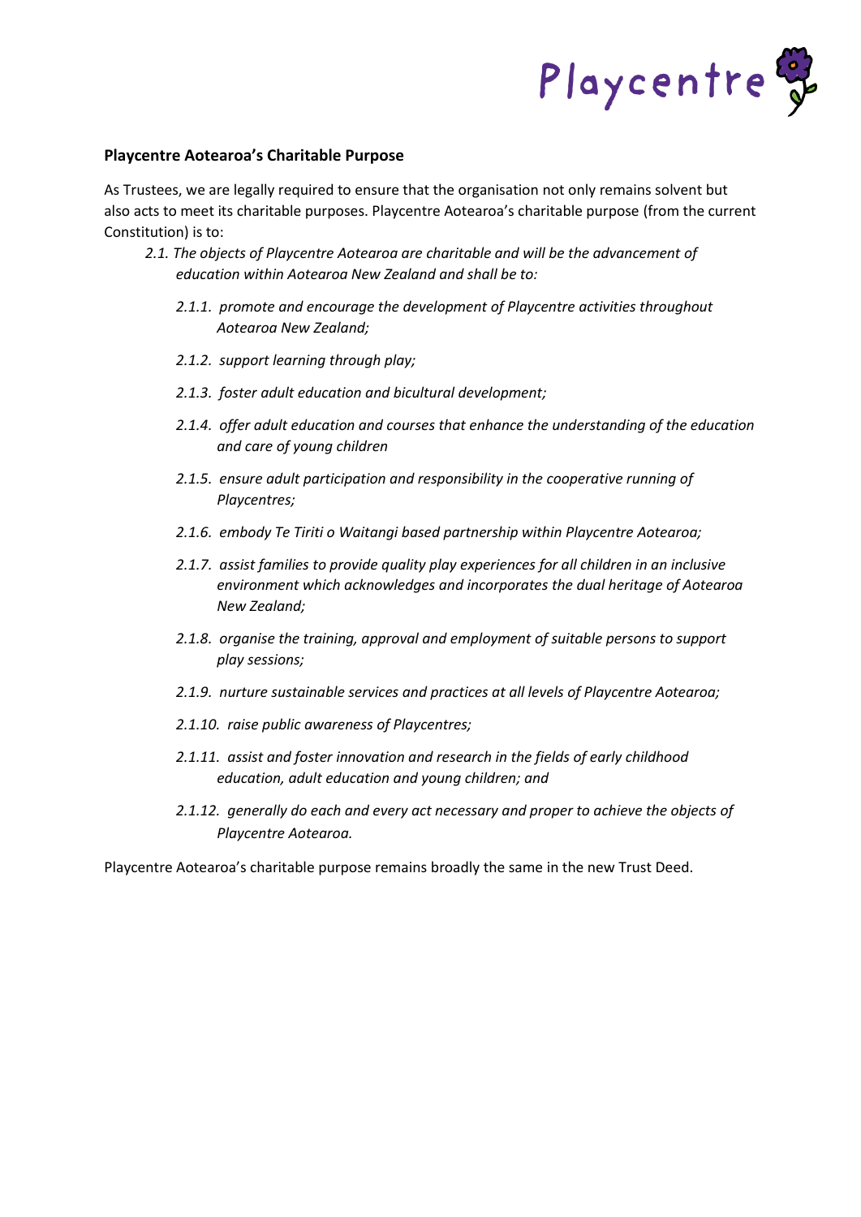## Playcentre Aotearoa's Charitable Purpose

As Trustees, we are legally required to ensure that the organisation not only remains solvent but also acts to meet its charitable purposes. Playcentre Aotearoa's charitable purpose (from the current Constitution) is to:

> *2.1. The objects of Playcentre Aotearoa are charitable and will be the advancement of education within Aotearoa New Zealand and shall be to:*
>
> *2.1.1. promote and encourage the development of Playcentre activities throughout Aotearoa New Zealand;*
>
> *2.1.2. support learning through play;*
>
> *2.1.3. foster adult education and bicultural development;*
>
> *2.1.4. offer adult education and courses that enhance the understanding of the education and care of young children*
>
> *2.1.5. ensure adult participation and responsibility in the cooperative running of Playcentres;*
>
> *2.1.6. embody Te Tiriti o Waitangi based partnership within Playcentre Aotearoa;*
>
> *2.1.7. assist families to provide quality play experiences for all children in an inclusive environment which acknowledges and incorporates the dual heritage of Aotearoa New Zealand;*
>
> *2.1.8. organise the training, approval and employment of suitable persons to support play sessions;*
>
> *2.1.9. nurture sustainable services and practices at all levels of Playcentre Aotearoa;*
>
> *2.1.10. raise public awareness of Playcentres;*
>
> *2.1.11. assist and foster innovation and research in the fields of early childhood education, adult education and young children; and*
>
> *2.1.12. generally do each and every act necessary and proper to achieve the objects of Playcentre Aotearoa.*

Playcentre Aotearoa's charitable purpose remains broadly the same in the new Trust Deed.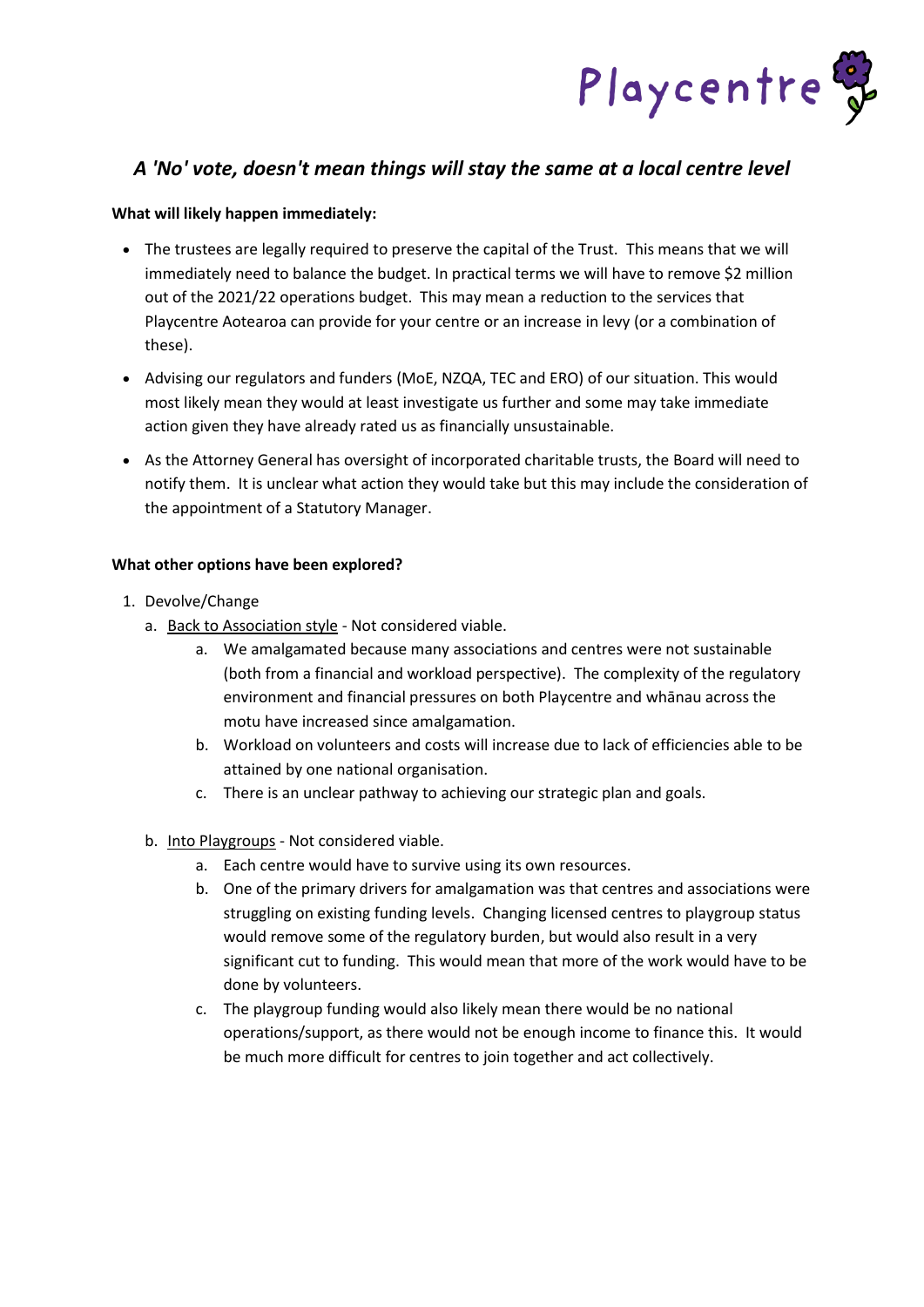## *A 'No' vote, doesn't mean things will stay the same at a local centre level*

**What will likely happen immediately:**

- The trustees are legally required to preserve the capital of the Trust. This means that we will immediately need to balance the budget. In practical terms we will have to remove $2 million out of the 2021/22 operations budget. This may mean a reduction to the services that Playcentre Aotearoa can provide for your centre or an increase in levy (or a combination of these).
- Advising our regulators and funders (MoE, NZQA, TEC and ERO) of our situation. This would most likely mean they would at least investigate us further and some may take immediate action given they have already rated us as financially unsustainable.
- As the Attorney General has oversight of incorporated charitable trusts, the Board will need to notify them. It is unclear what action they would take but this may include the consideration of the appointment of a Statutory Manager.

**What other options have been explored?**

1. Devolve/Change
   a. <u>Back to Association style</u> - Not considered viable.
      a. We amalgamated because many associations and centres were not sustainable (both from a financial and workload perspective). The complexity of the regulatory environment and financial pressures on both Playcentre and whānau across the motu have increased since amalgamation.
      b. Workload on volunteers and costs will increase due to lack of efficiencies able to be attained by one national organisation.
      c. There is an unclear pathway to achieving our strategic plan and goals.

   b. <u>Into Playgroups</u> - Not considered viable.
      a. Each centre would have to survive using its own resources.
      b. One of the primary drivers for amalgamation was that centres and associations were struggling on existing funding levels. Changing licensed centres to playgroup status would remove some of the regulatory burden, but would also result in a very significant cut to funding. This would mean that more of the work would have to be done by volunteers.
      c. The playgroup funding would also likely mean there would be no national operations/support, as there would not be enough income to finance this. It would be much more difficult for centres to join together and act collectively.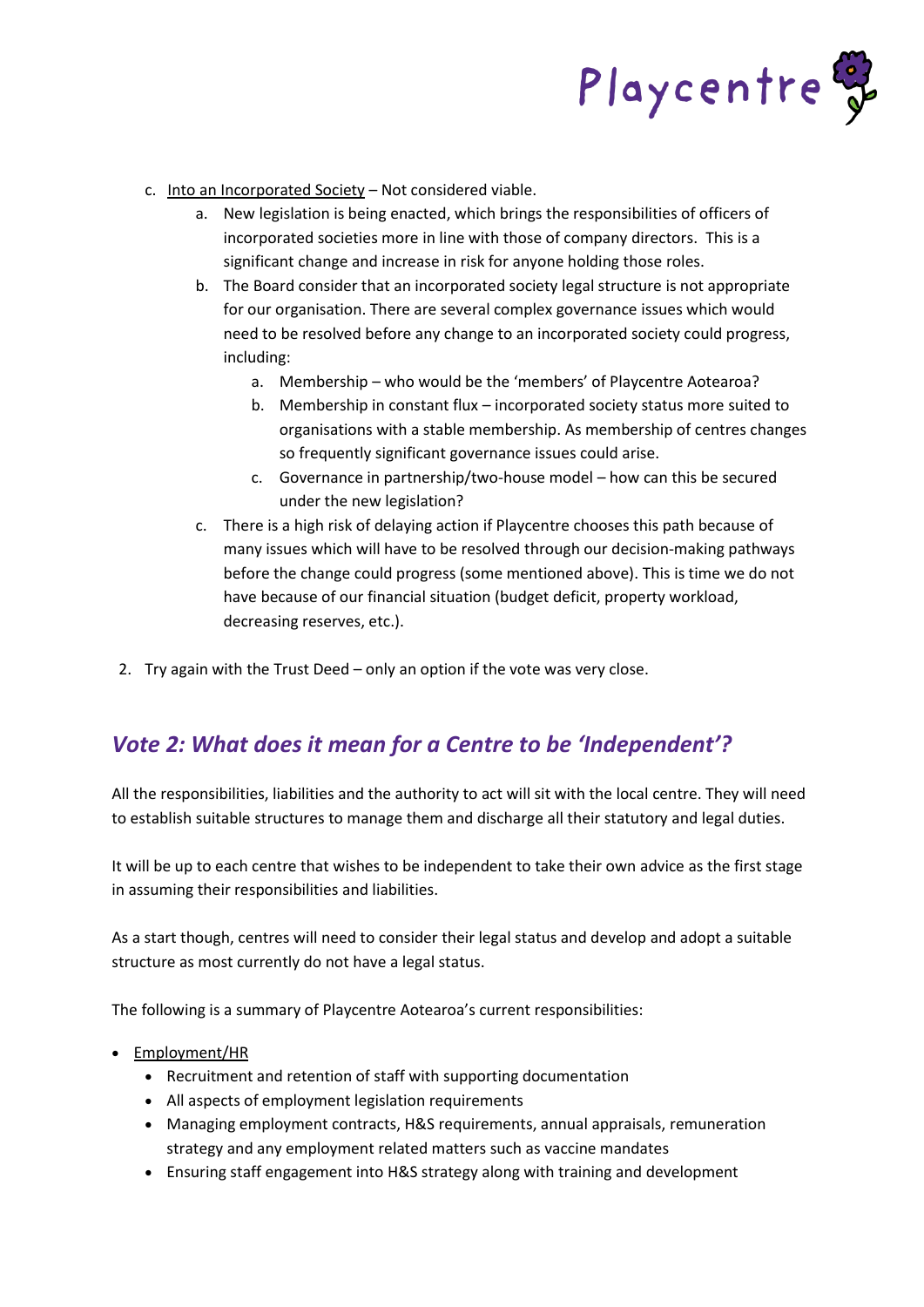c. <u>Into an Incorporated Society</u> – Not considered viable.
    a. New legislation is being enacted, which brings the responsibilities of officers of incorporated societies more in line with those of company directors. This is a significant change and increase in risk for anyone holding those roles.
    b. The Board consider that an incorporated society legal structure is not appropriate for our organisation. There are several complex governance issues which would need to be resolved before any change to an incorporated society could progress, including:
        a. Membership – who would be the 'members' of Playcentre Aotearoa?
        b. Membership in constant flux – incorporated society status more suited to organisations with a stable membership. As membership of centres changes so frequently significant governance issues could arise.
        c. Governance in partnership/two-house model – how can this be secured under the new legislation?
    c. There is a high risk of delaying action if Playcentre chooses this path because of many issues which will have to be resolved through our decision-making pathways before the change could progress (some mentioned above). This is time we do not have because of our financial situation (budget deficit, property workload, decreasing reserves, etc.).

2. Try again with the Trust Deed – only an option if the vote was very close.

## *Vote 2: What does it mean for a Centre to be 'Independent'?*

All the responsibilities, liabilities and the authority to act will sit with the local centre. They will need to establish suitable structures to manage them and discharge all their statutory and legal duties.

It will be up to each centre that wishes to be independent to take their own advice as the first stage in assuming their responsibilities and liabilities.

As a start though, centres will need to consider their legal status and develop and adopt a suitable structure as most currently do not have a legal status.

The following is a summary of Playcentre Aotearoa's current responsibilities:

- <u>Employment/HR</u>
    - Recruitment and retention of staff with supporting documentation
    - All aspects of employment legislation requirements
    - Managing employment contracts, H&S requirements, annual appraisals, remuneration strategy and any employment related matters such as vaccine mandates
    - Ensuring staff engagement into H&S strategy along with training and development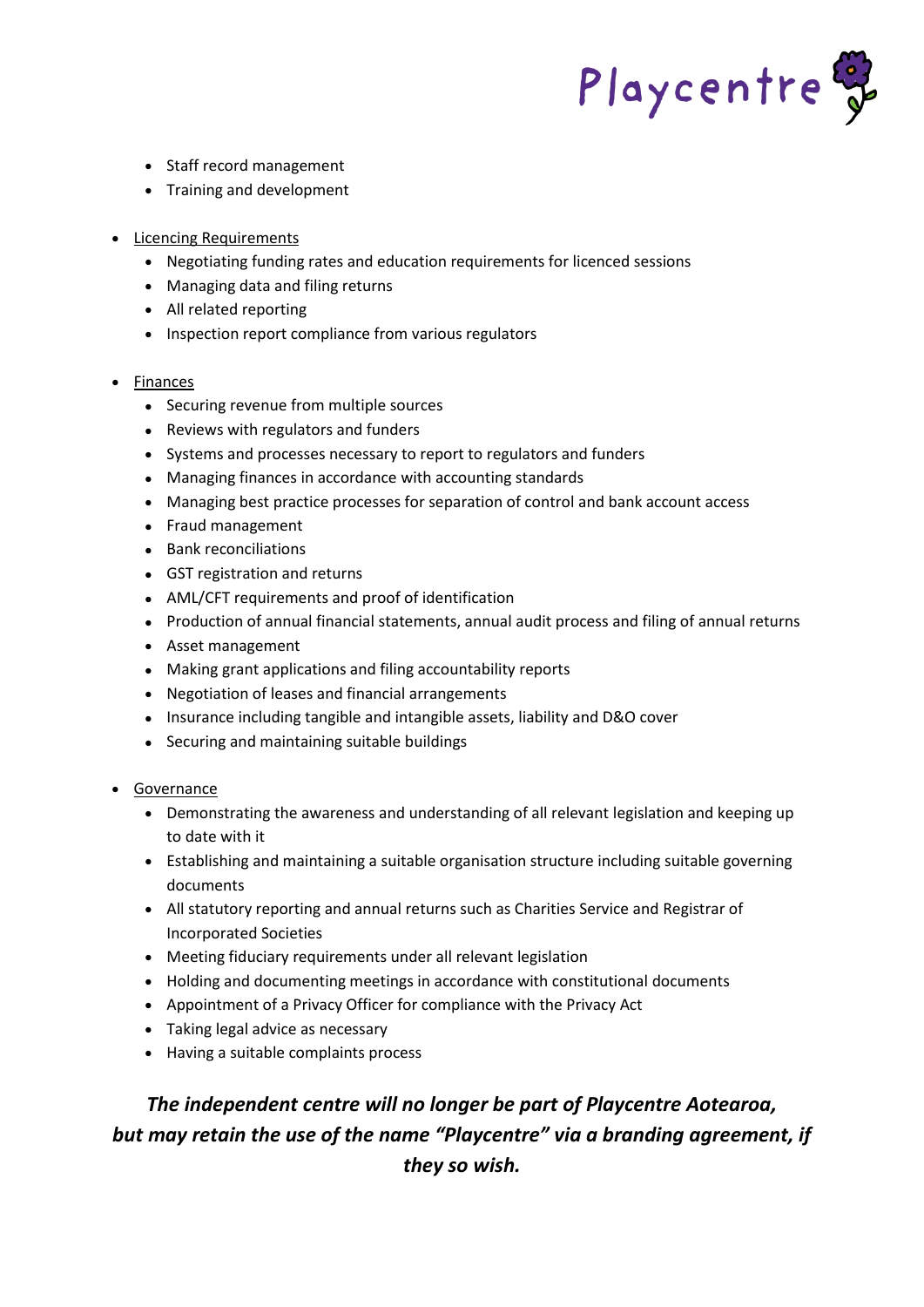- Staff record management
- Training and development

- Licencing Requirements
  - Negotiating funding rates and education requirements for licenced sessions
  - Managing data and filing returns
  - All related reporting
  - Inspection report compliance from various regulators

- Finances
  - Securing revenue from multiple sources
  - Reviews with regulators and funders
  - Systems and processes necessary to report to regulators and funders
  - Managing finances in accordance with accounting standards
  - Managing best practice processes for separation of control and bank account access
  - Fraud management
  - Bank reconciliations
  - GST registration and returns
  - AML/CFT requirements and proof of identification
  - Production of annual financial statements, annual audit process and filing of annual returns
  - Asset management
  - Making grant applications and filing accountability reports
  - Negotiation of leases and financial arrangements
  - Insurance including tangible and intangible assets, liability and D&O cover
  - Securing and maintaining suitable buildings

- Governance
  - Demonstrating the awareness and understanding of all relevant legislation and keeping up to date with it
  - Establishing and maintaining a suitable organisation structure including suitable governing documents
  - All statutory reporting and annual returns such as Charities Service and Registrar of Incorporated Societies
  - Meeting fiduciary requirements under all relevant legislation
  - Holding and documenting meetings in accordance with constitutional documents
  - Appointment of a Privacy Officer for compliance with the Privacy Act
  - Taking legal advice as necessary
  - Having a suitable complaints process

***The independent centre will no longer be part of Playcentre Aotearoa, but may retain the use of the name "Playcentre" via a branding agreement, if they so wish.***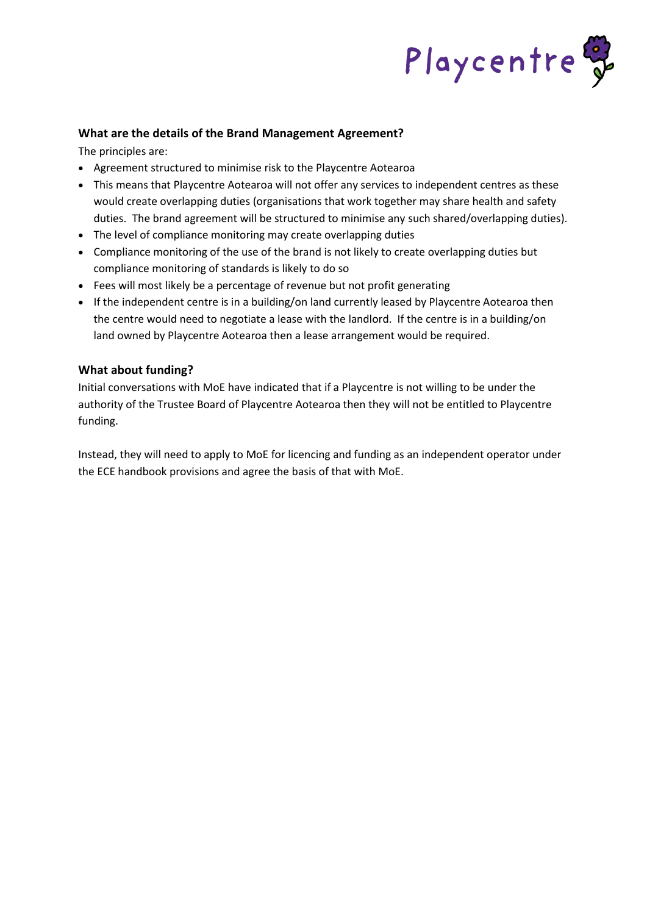### What are the details of the Brand Management Agreement?

The principles are:

- Agreement structured to minimise risk to the Playcentre Aotearoa
- This means that Playcentre Aotearoa will not offer any services to independent centres as these would create overlapping duties (organisations that work together may share health and safety duties. The brand agreement will be structured to minimise any such shared/overlapping duties).
- The level of compliance monitoring may create overlapping duties
- Compliance monitoring of the use of the brand is not likely to create overlapping duties but compliance monitoring of standards is likely to do so
- Fees will most likely be a percentage of revenue but not profit generating
- If the independent centre is in a building/on land currently leased by Playcentre Aotearoa then the centre would need to negotiate a lease with the landlord. If the centre is in a building/on land owned by Playcentre Aotearoa then a lease arrangement would be required.

### What about funding?

Initial conversations with MoE have indicated that if a Playcentre is not willing to be under the authority of the Trustee Board of Playcentre Aotearoa then they will not be entitled to Playcentre funding.

Instead, they will need to apply to MoE for licencing and funding as an independent operator under the ECE handbook provisions and agree the basis of that with MoE.